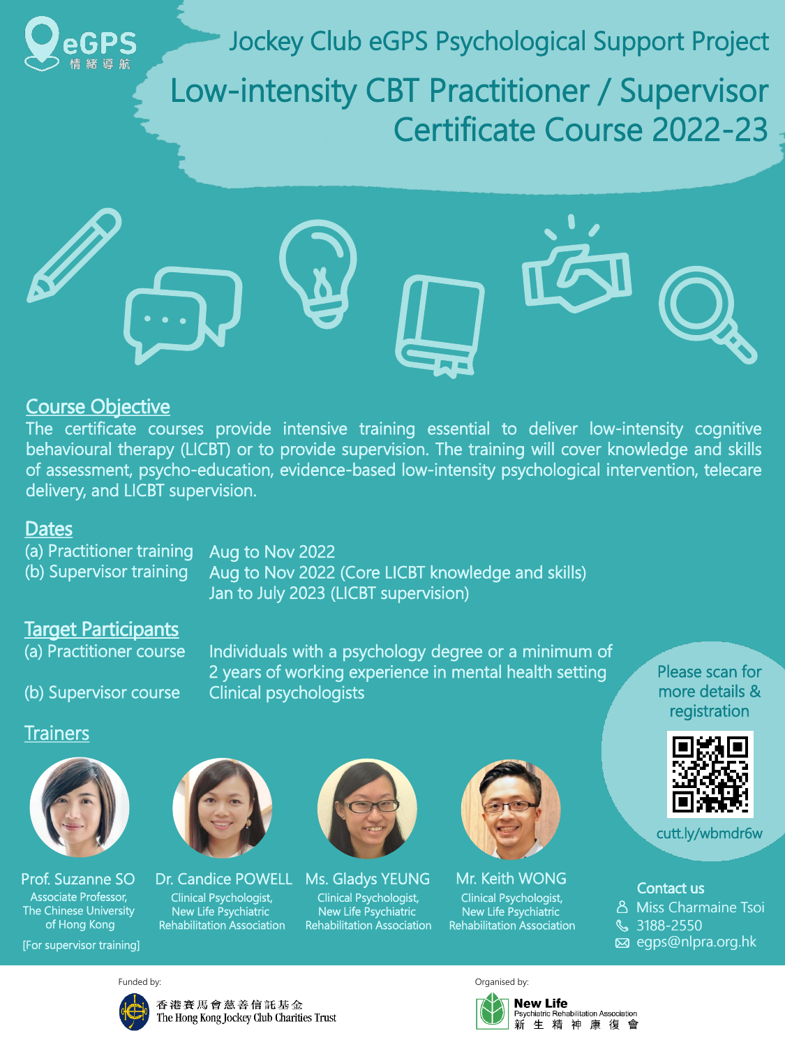eGPS 情緒導航

# Jockey Club eGPS Psychological Support Project

# Low-intensity CBT Practitioner / Supervisor Certificate Course 2022-23

## Course Objective

The certificate courses provide intensive training essential to deliver low-intensity cognitive behavioural therapy (LICBT) or to provide supervision. The training will cover knowledge and skills of assessment, psycho-education, evidence-based low-intensity psychological intervention, telecare delivery, and LICBT supervision.

## Dates

| | |
|---|---|
| (a) Practitioner training | Aug to Nov 2022 |
| (b) Supervisor training | Aug to Nov 2022 (Core LICBT knowledge and skills) |
| | Jan to July 2023 (LICBT supervision) |

## Target Participants

| | |
|---|---|
| (a) Practitioner course | Individuals with a psychology degree or a minimum of 2 years of working experience in mental health setting |
| (b) Supervisor course | Clinical psychologists |

Please scan for more details & registration

cutt.ly/wbmdr6w

## Trainers

**Prof. Suzanne SO**
Associate Professor, The Chinese University of Hong Kong
[For supervisor training]

**Dr. Candice POWELL**
Clinical Psychologist, New Life Psychiatric Rehabilitation Association

**Ms. Gladys YEUNG**
Clinical Psychologist, New Life Psychiatric Rehabilitation Association

**Mr. Keith WONG**
Clinical Psychologist, New Life Psychiatric Rehabilitation Association

## Contact us

- Miss Charmaine Tsoi
- 3188-2550
- egps@nlpra.org.hk

Funded by: 香港賽馬會慈善信託基金 The Hong Kong Jockey Club Charities Trust

Organised by: New Life Psychiatric Rehabilitation Association 新生精神康復會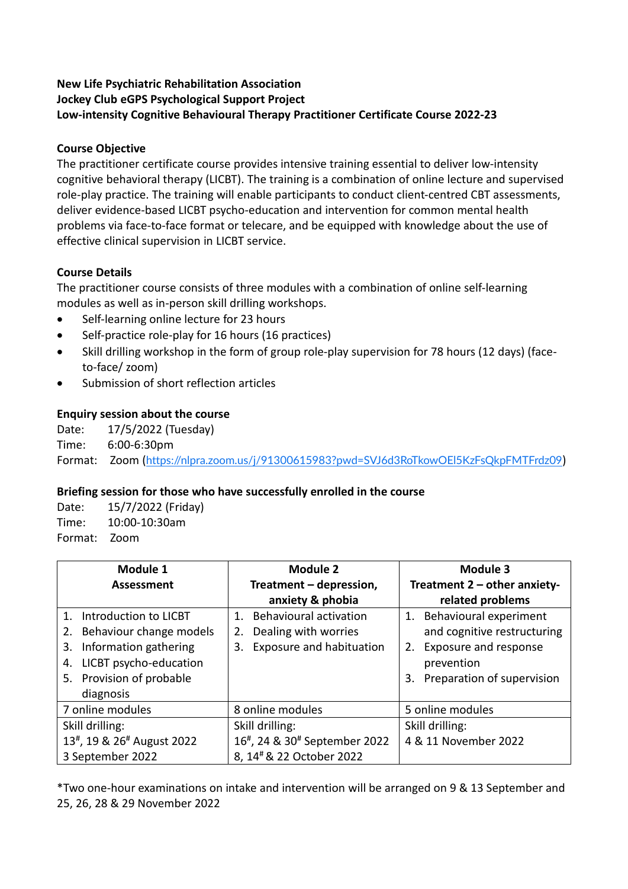**New Life Psychiatric Rehabilitation Association**
**Jockey Club eGPS Psychological Support Project**
**Low-intensity Cognitive Behavioural Therapy Practitioner Certificate Course 2022-23**

**Course Objective**

The practitioner certificate course provides intensive training essential to deliver low-intensity cognitive behavioral therapy (LICBT). The training is a combination of online lecture and supervised role-play practice. The training will enable participants to conduct client-centred CBT assessments, deliver evidence-based LICBT psycho-education and intervention for common mental health problems via face-to-face format or telecare, and be equipped with knowledge about the use of effective clinical supervision in LICBT service.

**Course Details**

The practitioner course consists of three modules with a combination of online self-learning modules as well as in-person skill drilling workshops.

- Self-learning online lecture for 23 hours
- Self-practice role-play for 16 hours (16 practices)
- Skill drilling workshop in the form of group role-play supervision for 78 hours (12 days) (face-to-face/ zoom)
- Submission of short reflection articles

**Enquiry session about the course**

Date: 17/5/2022 (Tuesday)
Time: 6:00-6:30pm
Format: Zoom (https://nlpra.zoom.us/j/91300615983?pwd=SVJ6d3RoTkowOEl5KzFsQkpFMTFrdz09)

**Briefing session for those who have successfully enrolled in the course**

Date: 15/7/2022 (Friday)
Time: 10:00-10:30am
Format: Zoom

| Module 1<br>Assessment | Module 2<br>Treatment – depression, anxiety & phobia | Module 3<br>Treatment 2 – other anxiety-related problems |
|---|---|---|
| 1. Introduction to LICBT<br>2. Behaviour change models<br>3. Information gathering<br>4. LICBT psycho-education<br>5. Provision of probable diagnosis | 1. Behavioural activation<br>2. Dealing with worries<br>3. Exposure and habituation | 1. Behavioural experiment and cognitive restructuring<br>2. Exposure and response prevention<br>3. Preparation of supervision |
| 7 online modules | 8 online modules | 5 online modules |
| Skill drilling:<br>13#, 19 & 26# August 2022<br>3 September 2022 | Skill drilling:<br>16#, 24 & 30# September 2022<br>8, 14# & 22 October 2022 | Skill drilling:<br>4 & 11 November 2022 |

*Two one-hour examinations on intake and intervention will be arranged on 9 & 13 September and 25, 26, 28 & 29 November 2022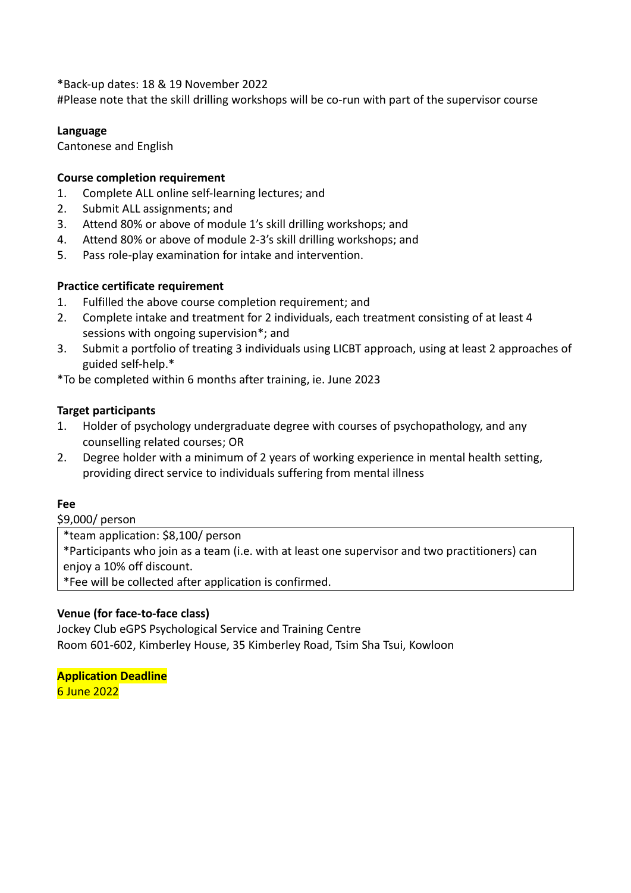*Back-up dates: 18 & 19 November 2022
#Please note that the skill drilling workshops will be co-run with part of the supervisor course

**Language**
Cantonese and English

**Course completion requirement**

1. Complete ALL online self-learning lectures; and
2. Submit ALL assignments; and
3. Attend 80% or above of module 1's skill drilling workshops; and
4. Attend 80% or above of module 2-3's skill drilling workshops; and
5. Pass role-play examination for intake and intervention.

**Practice certificate requirement**

1. Fulfilled the above course completion requirement; and
2. Complete intake and treatment for 2 individuals, each treatment consisting of at least 4 sessions with ongoing supervision*; and
3. Submit a portfolio of treating 3 individuals using LICBT approach, using at least 2 approaches of guided self-help.*

*To be completed within 6 months after training, ie. June 2023

**Target participants**

1. Holder of psychology undergraduate degree with courses of psychopathology, and any counselling related courses; OR
2. Degree holder with a minimum of 2 years of working experience in mental health setting, providing direct service to individuals suffering from mental illness

**Fee**
$9,000/ person

*team application: $8,100/ person
*Participants who join as a team (i.e. with at least one supervisor and two practitioners) can enjoy a 10% off discount.
*Fee will be collected after application is confirmed.

**Venue (for face-to-face class)**
Jockey Club eGPS Psychological Service and Training Centre
Room 601-602, Kimberley House, 35 Kimberley Road, Tsim Sha Tsui, Kowloon

**Application Deadline**
6 June 2022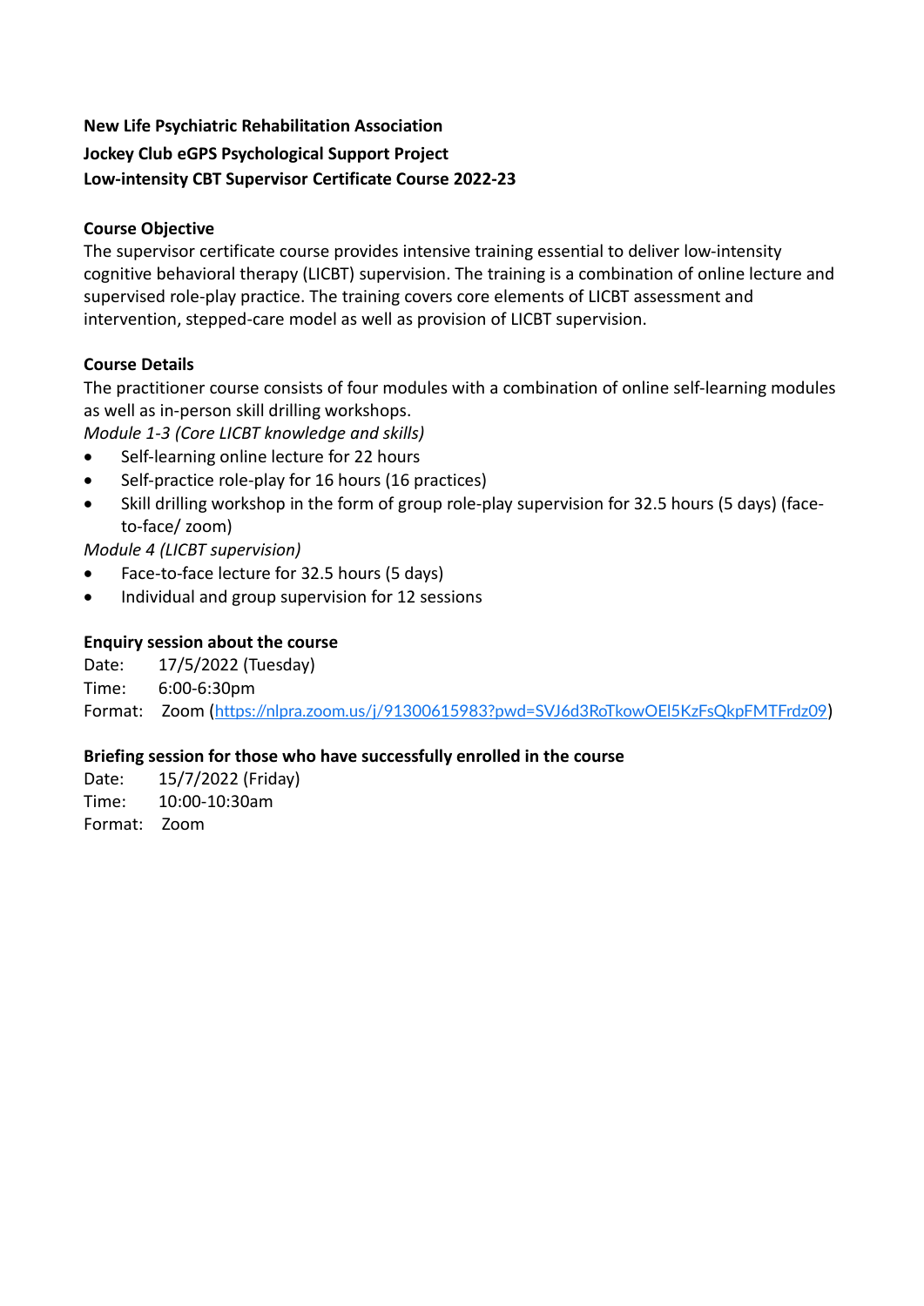**New Life Psychiatric Rehabilitation Association**
**Jockey Club eGPS Psychological Support Project**
**Low-intensity CBT Supervisor Certificate Course 2022-23**

**Course Objective**

The supervisor certificate course provides intensive training essential to deliver low-intensity cognitive behavioral therapy (LICBT) supervision. The training is a combination of online lecture and supervised role-play practice. The training covers core elements of LICBT assessment and intervention, stepped-care model as well as provision of LICBT supervision.

**Course Details**

The practitioner course consists of four modules with a combination of online self-learning modules as well as in-person skill drilling workshops.

*Module 1-3 (Core LICBT knowledge and skills)*

- Self-learning online lecture for 22 hours
- Self-practice role-play for 16 hours (16 practices)
- Skill drilling workshop in the form of group role-play supervision for 32.5 hours (5 days) (face-to-face/ zoom)

*Module 4 (LICBT supervision)*

- Face-to-face lecture for 32.5 hours (5 days)
- Individual and group supervision for 12 sessions

**Enquiry session about the course**

Date: 17/5/2022 (Tuesday)
Time: 6:00-6:30pm
Format: Zoom (https://nlpra.zoom.us/j/91300615983?pwd=SVJ6d3RoTkowOEl5KzFsQkpFMTFrdz09)

**Briefing session for those who have successfully enrolled in the course**

Date: 15/7/2022 (Friday)
Time: 10:00-10:30am
Format: Zoom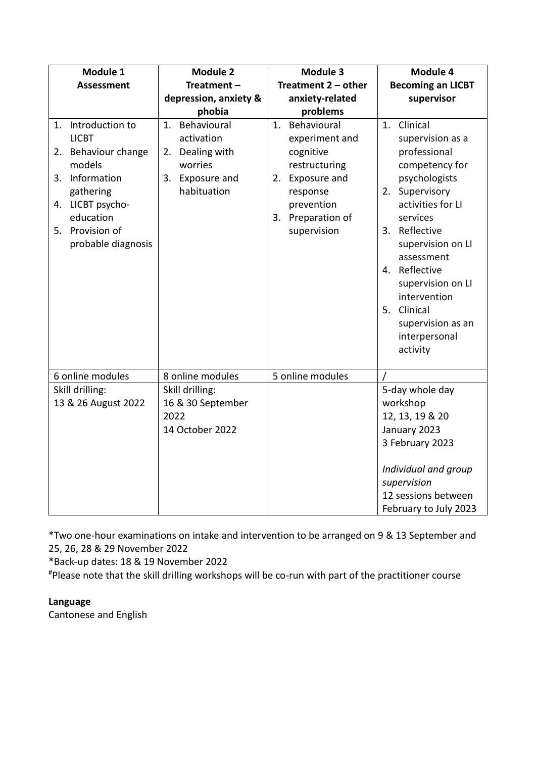| Module 1<br>**Assessment** | Module 2<br>**Treatment – depression, anxiety & phobia** | Module 3<br>**Treatment 2 – other anxiety-related problems** | Module 4<br>**Becoming an LICBT supervisor** |
|---|---|---|---|
| 1. Introduction to LICBT<br>2. Behaviour change models<br>3. Information gathering<br>4. LICBT psycho-education<br>5. Provision of probable diagnosis | 1. Behavioural activation<br>2. Dealing with worries<br>3. Exposure and habituation | 1. Behavioural experiment and cognitive restructuring<br>2. Exposure and response prevention<br>3. Preparation of supervision | 1. Clinical supervision as a professional competency for psychologists<br>2. Supervisory activities for LI services<br>3. Reflective supervision on LI assessment<br>4. Reflective supervision on LI intervention<br>5. Clinical supervision as an interpersonal activity |
| 6 online modules | 8 online modules | 5 online modules | / |
| Skill drilling:<br>13 & 26 August 2022 | Skill drilling:<br>16 & 30 September 2022<br>14 October 2022 | | 5-day whole day workshop<br>12, 13, 19 & 20 January 2023<br>3 February 2023<br><br>*Individual and group supervision*<br>12 sessions between February to July 2023 |

*Two one-hour examinations on intake and intervention to be arranged on 9 & 13 September and 25, 26, 28 & 29 November 2022

*Back-up dates: 18 & 19 November 2022

[#]Please note that the skill drilling workshops will be co-run with part of the practitioner course

**Language**

Cantonese and English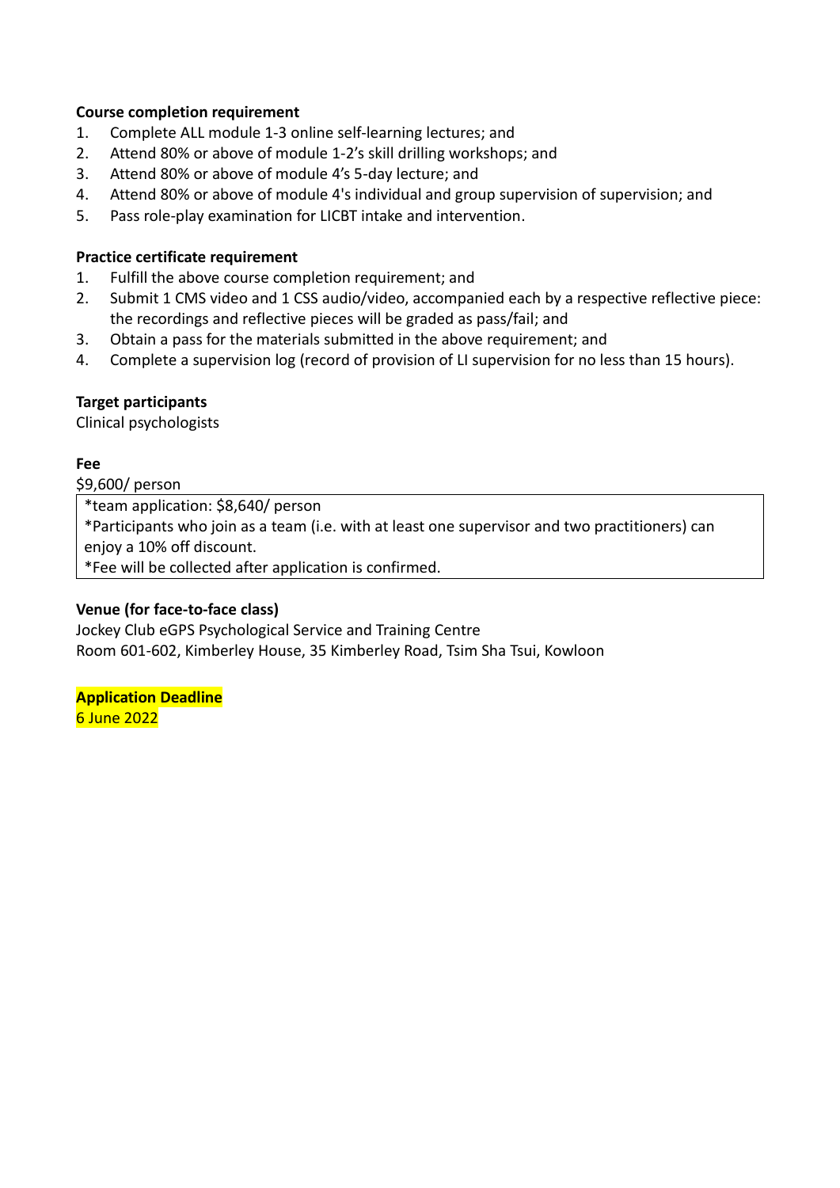**Course completion requirement**

1. Complete ALL module 1-3 online self-learning lectures; and
2. Attend 80% or above of module 1-2's skill drilling workshops; and
3. Attend 80% or above of module 4's 5-day lecture; and
4. Attend 80% or above of module 4's individual and group supervision of supervision; and
5. Pass role-play examination for LICBT intake and intervention.

**Practice certificate requirement**

1. Fulfill the above course completion requirement; and
2. Submit 1 CMS video and 1 CSS audio/video, accompanied each by a respective reflective piece: the recordings and reflective pieces will be graded as pass/fail; and
3. Obtain a pass for the materials submitted in the above requirement; and
4. Complete a supervision log (record of provision of LI supervision for no less than 15 hours).

**Target participants**

Clinical psychologists

**Fee**

$9,600/ person

*team application: $8,640/ person
*Participants who join as a team (i.e. with at least one supervisor and two practitioners) can enjoy a 10% off discount.
*Fee will be collected after application is confirmed.

**Venue (for face-to-face class)**

Jockey Club eGPS Psychological Service and Training Centre
Room 601-602, Kimberley House, 35 Kimberley Road, Tsim Sha Tsui, Kowloon

**Application Deadline**

6 June 2022